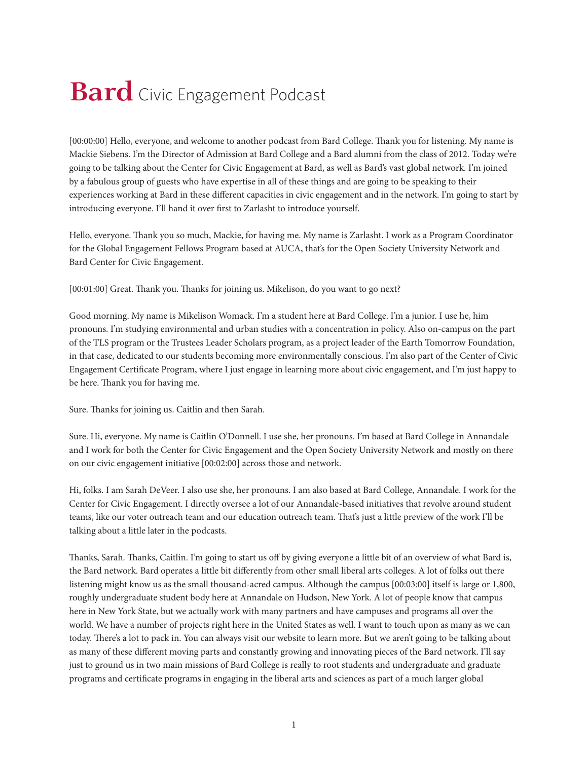# **Bard** Civic Engagement Podcast

[00:00:00] Hello, everyone, and welcome to another podcast from Bard College. Thank you for listening. My name is Mackie Siebens. I'm the Director of Admission at Bard College and a Bard alumni from the class of 2012. Today we're going to be talking about the Center for Civic Engagement at Bard, as well as Bard's vast global network. I'm joined by a fabulous group of guests who have expertise in all of these things and are going to be speaking to their experiences working at Bard in these different capacities in civic engagement and in the network. I'm going to start by introducing everyone. I'll hand it over first to Zarlasht to introduce yourself.

Hello, everyone. Thank you so much, Mackie, for having me. My name is Zarlasht. I work as a Program Coordinator for the Global Engagement Fellows Program based at AUCA, that's for the Open Society University Network and Bard Center for Civic Engagement.

[00:01:00] Great. Thank you. Thanks for joining us. Mikelison, do you want to go next?

Good morning. My name is Mikelison Womack. I'm a student here at Bard College. I'm a junior. I use he, him pronouns. I'm studying environmental and urban studies with a concentration in policy. Also on-campus on the part of the TLS program or the Trustees Leader Scholars program, as a project leader of the Earth Tomorrow Foundation, in that case, dedicated to our students becoming more environmentally conscious. I'm also part of the Center of Civic Engagement Certificate Program, where I just engage in learning more about civic engagement, and I'm just happy to be here. Thank you for having me.

Sure. Thanks for joining us. Caitlin and then Sarah.

Sure. Hi, everyone. My name is Caitlin O'Donnell. I use she, her pronouns. I'm based at Bard College in Annandale and I work for both the Center for Civic Engagement and the Open Society University Network and mostly on there on our civic engagement initiative [00:02:00] across those and network.

Hi, folks. I am Sarah DeVeer. I also use she, her pronouns. I am also based at Bard College, Annandale. I work for the Center for Civic Engagement. I directly oversee a lot of our Annandale-based initiatives that revolve around student teams, like our voter outreach team and our education outreach team. That's just a little preview of the work I'll be talking about a little later in the podcasts.

Thanks, Sarah. Thanks, Caitlin. I'm going to start us off by giving everyone a little bit of an overview of what Bard is, the Bard network. Bard operates a little bit differently from other small liberal arts colleges. A lot of folks out there listening might know us as the small thousand-acred campus. Although the campus [00:03:00] itself is large or 1,800, roughly undergraduate student body here at Annandale on Hudson, New York. A lot of people know that campus here in New York State, but we actually work with many partners and have campuses and programs all over the world. We have a number of projects right here in the United States as well. I want to touch upon as many as we can today. There's a lot to pack in. You can always visit our website to learn more. But we aren't going to be talking about as many of these different moving parts and constantly growing and innovating pieces of the Bard network. I'll say just to ground us in two main missions of Bard College is really to root students and undergraduate and graduate programs and certificate programs in engaging in the liberal arts and sciences as part of a much larger global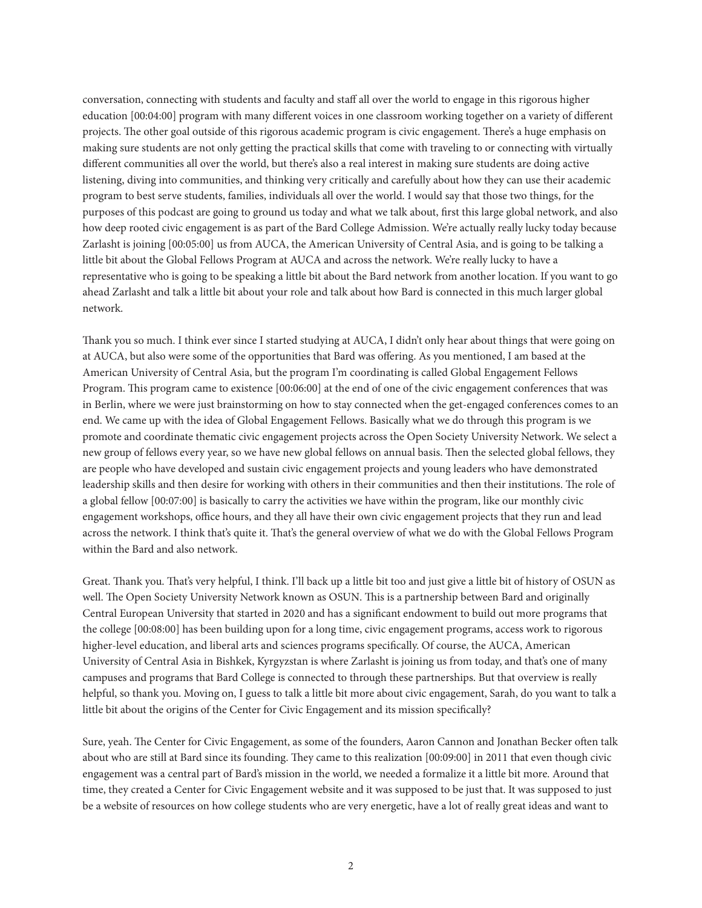conversation, connecting with students and faculty and staff all over the world to engage in this rigorous higher education [00:04:00] program with many different voices in one classroom working together on a variety of different projects. The other goal outside of this rigorous academic program is civic engagement. There's a huge emphasis on making sure students are not only getting the practical skills that come with traveling to or connecting with virtually different communities all over the world, but there's also a real interest in making sure students are doing active listening, diving into communities, and thinking very critically and carefully about how they can use their academic program to best serve students, families, individuals all over the world. I would say that those two things, for the purposes of this podcast are going to ground us today and what we talk about, first this large global network, and also how deep rooted civic engagement is as part of the Bard College Admission. We're actually really lucky today because Zarlasht is joining [00:05:00] us from AUCA, the American University of Central Asia, and is going to be talking a little bit about the Global Fellows Program at AUCA and across the network. We're really lucky to have a representative who is going to be speaking a little bit about the Bard network from another location. If you want to go ahead Zarlasht and talk a little bit about your role and talk about how Bard is connected in this much larger global network.

Thank you so much. I think ever since I started studying at AUCA, I didn't only hear about things that were going on at AUCA, but also were some of the opportunities that Bard was offering. As you mentioned, I am based at the American University of Central Asia, but the program I'm coordinating is called Global Engagement Fellows Program. This program came to existence [00:06:00] at the end of one of the civic engagement conferences that was in Berlin, where we were just brainstorming on how to stay connected when the get-engaged conferences comes to an end. We came up with the idea of Global Engagement Fellows. Basically what we do through this program is we promote and coordinate thematic civic engagement projects across the Open Society University Network. We select a new group of fellows every year, so we have new global fellows on annual basis. Then the selected global fellows, they are people who have developed and sustain civic engagement projects and young leaders who have demonstrated leadership skills and then desire for working with others in their communities and then their institutions. The role of a global fellow [00:07:00] is basically to carry the activities we have within the program, like our monthly civic engagement workshops, office hours, and they all have their own civic engagement projects that they run and lead across the network. I think that's quite it. That's the general overview of what we do with the Global Fellows Program within the Bard and also network.

Great. Thank you. That's very helpful, I think. I'll back up a little bit too and just give a little bit of history of OSUN as well. The Open Society University Network known as OSUN. This is a partnership between Bard and originally Central European University that started in 2020 and has a significant endowment to build out more programs that the college [00:08:00] has been building upon for a long time, civic engagement programs, access work to rigorous higher-level education, and liberal arts and sciences programs specifically. Of course, the AUCA, American University of Central Asia in Bishkek, Kyrgyzstan is where Zarlasht is joining us from today, and that's one of many campuses and programs that Bard College is connected to through these partnerships. But that overview is really helpful, so thank you. Moving on, I guess to talk a little bit more about civic engagement, Sarah, do you want to talk a little bit about the origins of the Center for Civic Engagement and its mission specifically?

Sure, yeah. The Center for Civic Engagement, as some of the founders, Aaron Cannon and Jonathan Becker often talk about who are still at Bard since its founding. They came to this realization [00:09:00] in 2011 that even though civic engagement was a central part of Bard's mission in the world, we needed a formalize it a little bit more. Around that time, they created a Center for Civic Engagement website and it was supposed to be just that. It was supposed to just be a website of resources on how college students who are very energetic, have a lot of really great ideas and want to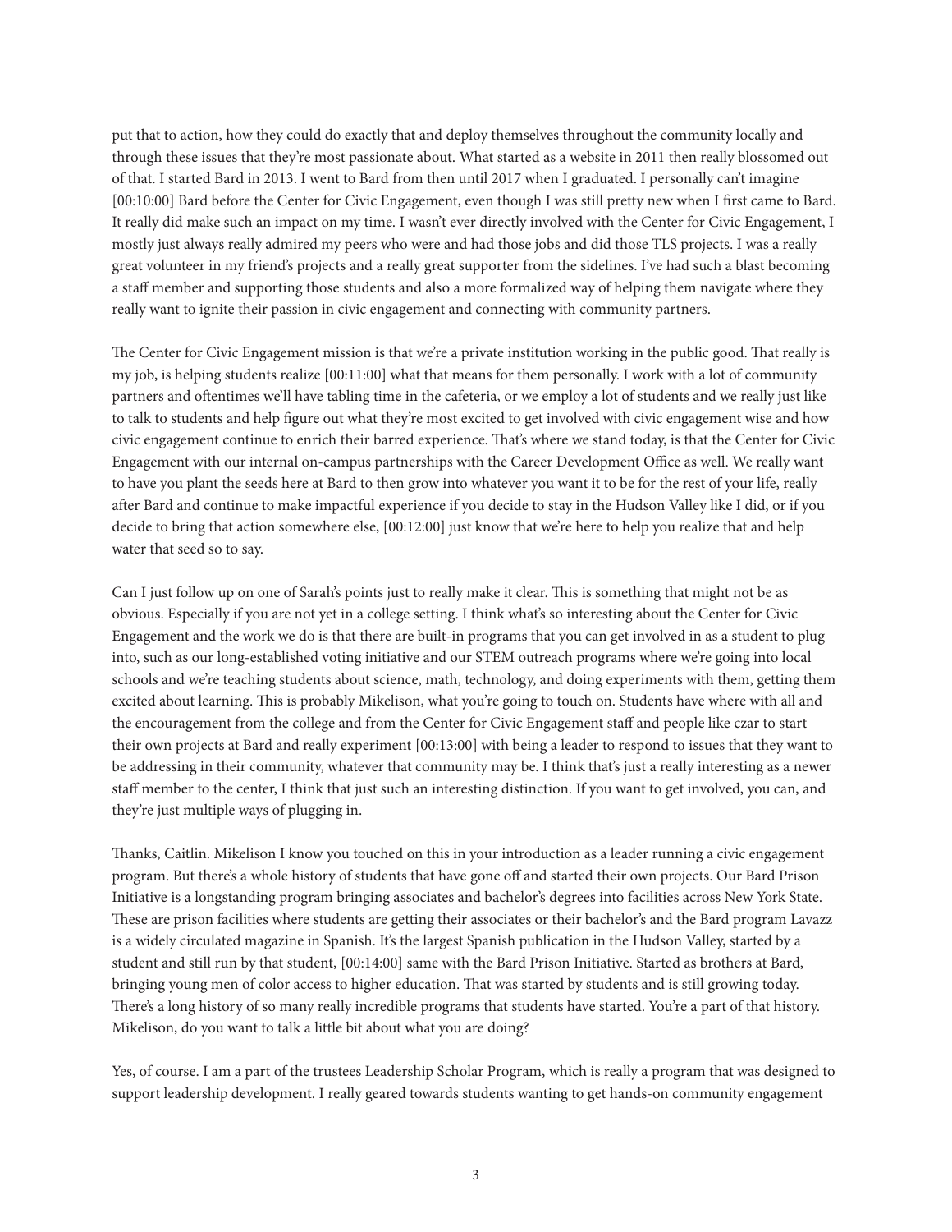put that to action, how they could do exactly that and deploy themselves throughout the community locally and through these issues that they're most passionate about. What started as a website in 2011 then really blossomed out of that. I started Bard in 2013. I went to Bard from then until 2017 when I graduated. I personally can't imagine [00:10:00] Bard before the Center for Civic Engagement, even though I was still pretty new when I first came to Bard. It really did make such an impact on my time. I wasn't ever directly involved with the Center for Civic Engagement, I mostly just always really admired my peers who were and had those jobs and did those TLS projects. I was a really great volunteer in my friend's projects and a really great supporter from the sidelines. I've had such a blast becoming a staff member and supporting those students and also a more formalized way of helping them navigate where they really want to ignite their passion in civic engagement and connecting with community partners.

The Center for Civic Engagement mission is that we're a private institution working in the public good. That really is my job, is helping students realize [00:11:00] what that means for them personally. I work with a lot of community partners and oftentimes we'll have tabling time in the cafeteria, or we employ a lot of students and we really just like to talk to students and help figure out what they're most excited to get involved with civic engagement wise and how civic engagement continue to enrich their barred experience. That's where we stand today, is that the Center for Civic Engagement with our internal on-campus partnerships with the Career Development Office as well. We really want to have you plant the seeds here at Bard to then grow into whatever you want it to be for the rest of your life, really after Bard and continue to make impactful experience if you decide to stay in the Hudson Valley like I did, or if you decide to bring that action somewhere else, [00:12:00] just know that we're here to help you realize that and help water that seed so to say.

Can I just follow up on one of Sarah's points just to really make it clear. This is something that might not be as obvious. Especially if you are not yet in a college setting. I think what's so interesting about the Center for Civic Engagement and the work we do is that there are built-in programs that you can get involved in as a student to plug into, such as our long-established voting initiative and our STEM outreach programs where we're going into local schools and we're teaching students about science, math, technology, and doing experiments with them, getting them excited about learning. This is probably Mikelison, what you're going to touch on. Students have where with all and the encouragement from the college and from the Center for Civic Engagement staff and people like czar to start their own projects at Bard and really experiment [00:13:00] with being a leader to respond to issues that they want to be addressing in their community, whatever that community may be. I think that's just a really interesting as a newer staff member to the center, I think that just such an interesting distinction. If you want to get involved, you can, and they're just multiple ways of plugging in.

Thanks, Caitlin. Mikelison I know you touched on this in your introduction as a leader running a civic engagement program. But there's a whole history of students that have gone off and started their own projects. Our Bard Prison Initiative is a longstanding program bringing associates and bachelor's degrees into facilities across New York State. These are prison facilities where students are getting their associates or their bachelor's and the Bard program Lavazz is a widely circulated magazine in Spanish. It's the largest Spanish publication in the Hudson Valley, started by a student and still run by that student, [00:14:00] same with the Bard Prison Initiative. Started as brothers at Bard, bringing young men of color access to higher education. That was started by students and is still growing today. There's a long history of so many really incredible programs that students have started. You're a part of that history. Mikelison, do you want to talk a little bit about what you are doing?

Yes, of course. I am a part of the trustees Leadership Scholar Program, which is really a program that was designed to support leadership development. I really geared towards students wanting to get hands-on community engagement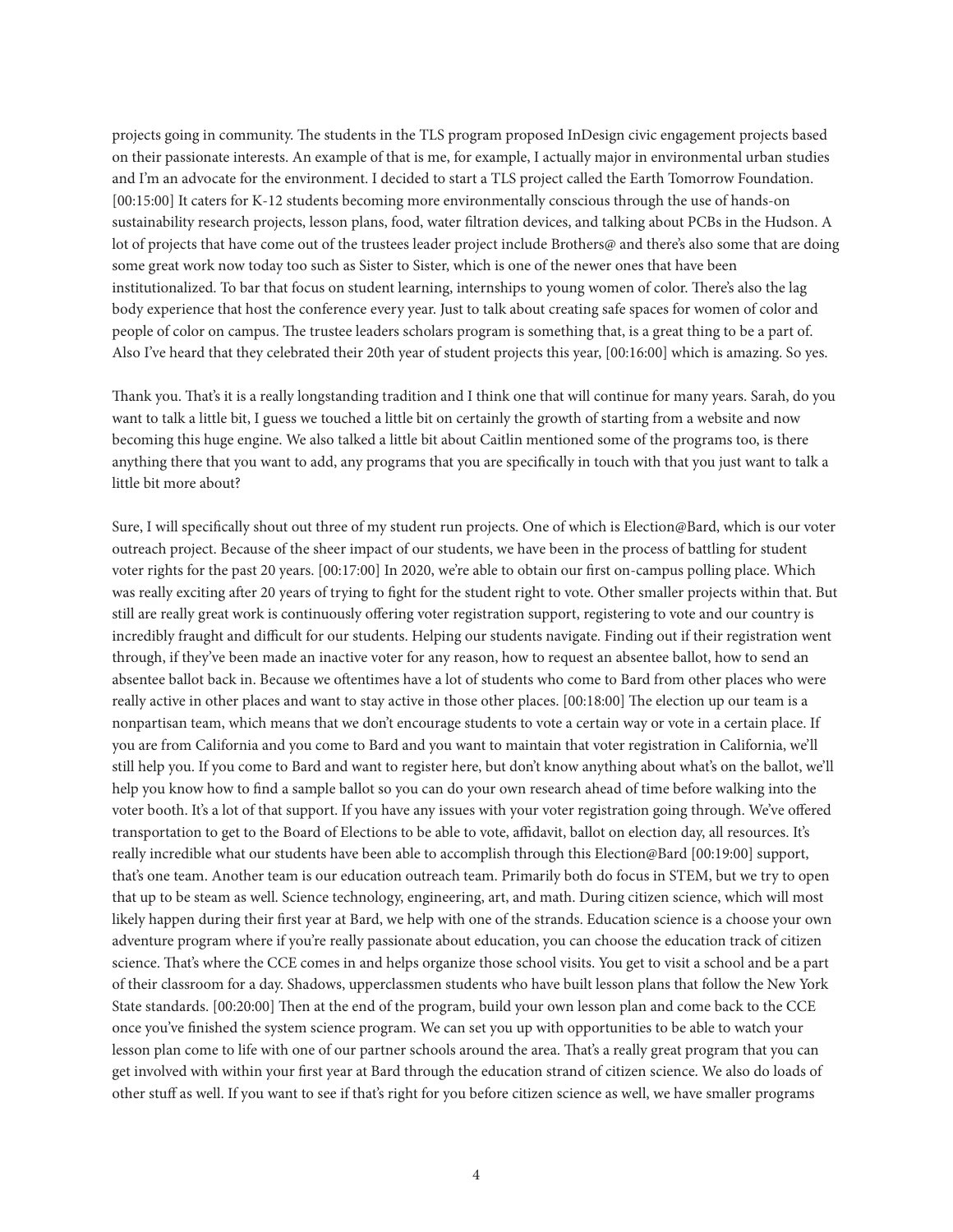projects going in community. The students in the TLS program proposed InDesign civic engagement projects based on their passionate interests. An example of that is me, for example, I actually major in environmental urban studies and I'm an advocate for the environment. I decided to start a TLS project called the Earth Tomorrow Foundation. [00:15:00] It caters for K-12 students becoming more environmentally conscious through the use of hands-on sustainability research projects, lesson plans, food, water filtration devices, and talking about PCBs in the Hudson. A lot of projects that have come out of the trustees leader project include Brothers@ and there's also some that are doing some great work now today too such as Sister to Sister, which is one of the newer ones that have been institutionalized. To bar that focus on student learning, internships to young women of color. There's also the lag body experience that host the conference every year. Just to talk about creating safe spaces for women of color and people of color on campus. The trustee leaders scholars program is something that, is a great thing to be a part of. Also I've heard that they celebrated their 20th year of student projects this year, [00:16:00] which is amazing. So yes.

Thank you. That's it is a really longstanding tradition and I think one that will continue for many years. Sarah, do you want to talk a little bit, I guess we touched a little bit on certainly the growth of starting from a website and now becoming this huge engine. We also talked a little bit about Caitlin mentioned some of the programs too, is there anything there that you want to add, any programs that you are specifically in touch with that you just want to talk a little bit more about?

Sure, I will specifically shout out three of my student run projects. One of which is Election@Bard, which is our voter outreach project. Because of the sheer impact of our students, we have been in the process of battling for student voter rights for the past 20 years. [00:17:00] In 2020, we're able to obtain our first on-campus polling place. Which was really exciting after 20 years of trying to fight for the student right to vote. Other smaller projects within that. But still are really great work is continuously offering voter registration support, registering to vote and our country is incredibly fraught and difficult for our students. Helping our students navigate. Finding out if their registration went through, if they've been made an inactive voter for any reason, how to request an absentee ballot, how to send an absentee ballot back in. Because we oftentimes have a lot of students who come to Bard from other places who were really active in other places and want to stay active in those other places. [00:18:00] The election up our team is a nonpartisan team, which means that we don't encourage students to vote a certain way or vote in a certain place. If you are from California and you come to Bard and you want to maintain that voter registration in California, we'll still help you. If you come to Bard and want to register here, but don't know anything about what's on the ballot, we'll help you know how to find a sample ballot so you can do your own research ahead of time before walking into the voter booth. It's a lot of that support. If you have any issues with your voter registration going through. We've offered transportation to get to the Board of Elections to be able to vote, affidavit, ballot on election day, all resources. It's really incredible what our students have been able to accomplish through this Election@Bard [00:19:00] support, that's one team. Another team is our education outreach team. Primarily both do focus in STEM, but we try to open that up to be steam as well. Science technology, engineering, art, and math. During citizen science, which will most likely happen during their first year at Bard, we help with one of the strands. Education science is a choose your own adventure program where if you're really passionate about education, you can choose the education track of citizen science. That's where the CCE comes in and helps organize those school visits. You get to visit a school and be a part of their classroom for a day. Shadows, upperclassmen students who have built lesson plans that follow the New York State standards. [00:20:00] Then at the end of the program, build your own lesson plan and come back to the CCE once you've finished the system science program. We can set you up with opportunities to be able to watch your lesson plan come to life with one of our partner schools around the area. That's a really great program that you can get involved with within your first year at Bard through the education strand of citizen science. We also do loads of other stuff as well. If you want to see if that's right for you before citizen science as well, we have smaller programs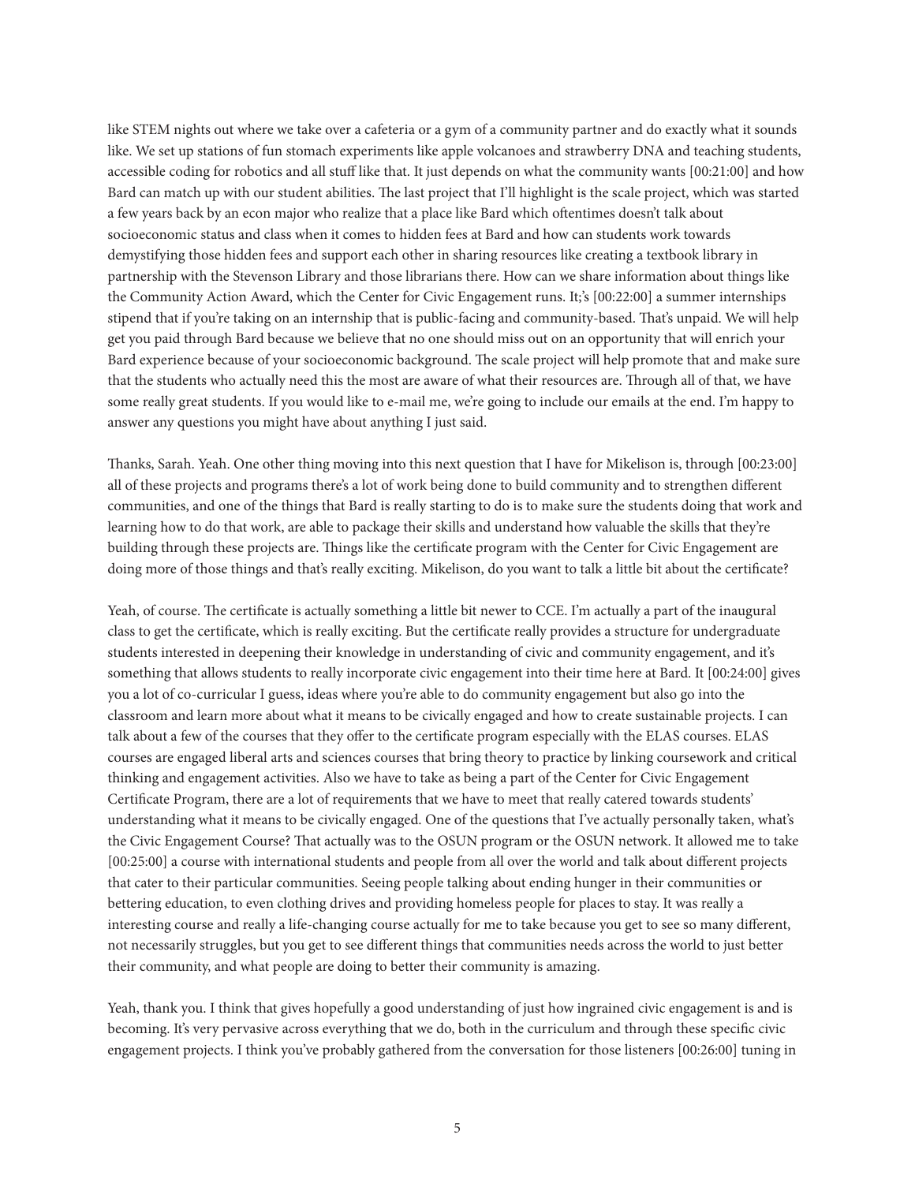like STEM nights out where we take over a cafeteria or a gym of a community partner and do exactly what it sounds like. We set up stations of fun stomach experiments like apple volcanoes and strawberry DNA and teaching students, accessible coding for robotics and all stuff like that. It just depends on what the community wants [00:21:00] and how Bard can match up with our student abilities. The last project that I'll highlight is the scale project, which was started a few years back by an econ major who realize that a place like Bard which oftentimes doesn't talk about socioeconomic status and class when it comes to hidden fees at Bard and how can students work towards demystifying those hidden fees and support each other in sharing resources like creating a textbook library in partnership with the Stevenson Library and those librarians there. How can we share information about things like the Community Action Award, which the Center for Civic Engagement runs. It;'s [00:22:00] a summer internships stipend that if you're taking on an internship that is public-facing and community-based. That's unpaid. We will help get you paid through Bard because we believe that no one should miss out on an opportunity that will enrich your Bard experience because of your socioeconomic background. The scale project will help promote that and make sure that the students who actually need this the most are aware of what their resources are. Through all of that, we have some really great students. If you would like to e-mail me, we're going to include our emails at the end. I'm happy to answer any questions you might have about anything I just said.

Thanks, Sarah. Yeah. One other thing moving into this next question that I have for Mikelison is, through [00:23:00] all of these projects and programs there's a lot of work being done to build community and to strengthen different communities, and one of the things that Bard is really starting to do is to make sure the students doing that work and learning how to do that work, are able to package their skills and understand how valuable the skills that they're building through these projects are. Things like the certificate program with the Center for Civic Engagement are doing more of those things and that's really exciting. Mikelison, do you want to talk a little bit about the certificate?

Yeah, of course. The certificate is actually something a little bit newer to CCE. I'm actually a part of the inaugural class to get the certificate, which is really exciting. But the certificate really provides a structure for undergraduate students interested in deepening their knowledge in understanding of civic and community engagement, and it's something that allows students to really incorporate civic engagement into their time here at Bard. It [00:24:00] gives you a lot of co-curricular I guess, ideas where you're able to do community engagement but also go into the classroom and learn more about what it means to be civically engaged and how to create sustainable projects. I can talk about a few of the courses that they offer to the certificate program especially with the ELAS courses. ELAS courses are engaged liberal arts and sciences courses that bring theory to practice by linking coursework and critical thinking and engagement activities. Also we have to take as being a part of the Center for Civic Engagement Certificate Program, there are a lot of requirements that we have to meet that really catered towards students' understanding what it means to be civically engaged. One of the questions that I've actually personally taken, what's the Civic Engagement Course? That actually was to the OSUN program or the OSUN network. It allowed me to take [00:25:00] a course with international students and people from all over the world and talk about different projects that cater to their particular communities. Seeing people talking about ending hunger in their communities or bettering education, to even clothing drives and providing homeless people for places to stay. It was really a interesting course and really a life-changing course actually for me to take because you get to see so many different, not necessarily struggles, but you get to see different things that communities needs across the world to just better their community, and what people are doing to better their community is amazing.

Yeah, thank you. I think that gives hopefully a good understanding of just how ingrained civic engagement is and is becoming. It's very pervasive across everything that we do, both in the curriculum and through these specific civic engagement projects. I think you've probably gathered from the conversation for those listeners [00:26:00] tuning in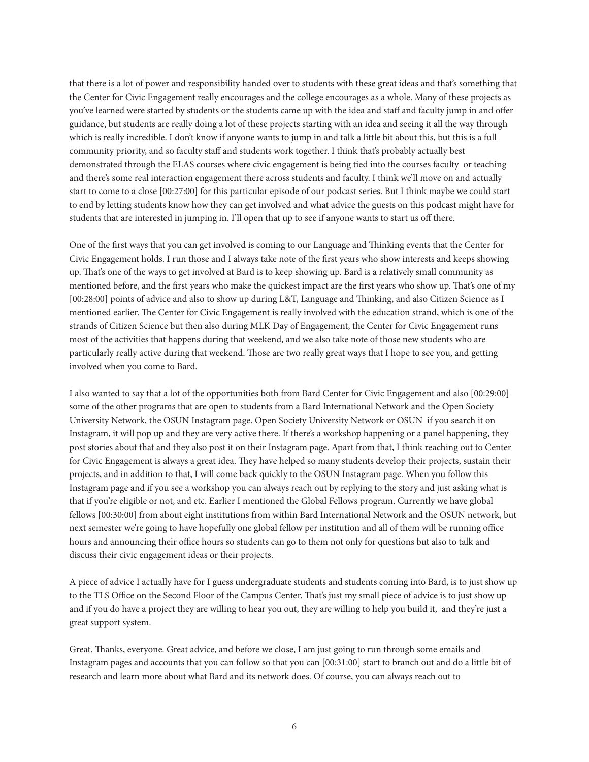that there is a lot of power and responsibility handed over to students with these great ideas and that's something that the Center for Civic Engagement really encourages and the college encourages as a whole. Many of these projects as you've learned were started by students or the students came up with the idea and staff and faculty jump in and offer guidance, but students are really doing a lot of these projects starting with an idea and seeing it all the way through which is really incredible. I don't know if anyone wants to jump in and talk a little bit about this, but this is a full community priority, and so faculty staff and students work together. I think that's probably actually best demonstrated through the ELAS courses where civic engagement is being tied into the courses faculty or teaching and there's some real interaction engagement there across students and faculty. I think we'll move on and actually start to come to a close [00:27:00] for this particular episode of our podcast series. But I think maybe we could start to end by letting students know how they can get involved and what advice the guests on this podcast might have for students that are interested in jumping in. I'll open that up to see if anyone wants to start us off there.

One of the first ways that you can get involved is coming to our Language and Thinking events that the Center for Civic Engagement holds. I run those and I always take note of the first years who show interests and keeps showing up. That's one of the ways to get involved at Bard is to keep showing up. Bard is a relatively small community as mentioned before, and the first years who make the quickest impact are the first years who show up. That's one of my [00:28:00] points of advice and also to show up during L&T, Language and Thinking, and also Citizen Science as I mentioned earlier. The Center for Civic Engagement is really involved with the education strand, which is one of the strands of Citizen Science but then also during MLK Day of Engagement, the Center for Civic Engagement runs most of the activities that happens during that weekend, and we also take note of those new students who are particularly really active during that weekend. Those are two really great ways that I hope to see you, and getting involved when you come to Bard.

I also wanted to say that a lot of the opportunities both from Bard Center for Civic Engagement and also [00:29:00] some of the other programs that are open to students from a Bard International Network and the Open Society University Network, the OSUN Instagram page. Open Society University Network or OSUN if you search it on Instagram, it will pop up and they are very active there. If there's a workshop happening or a panel happening, they post stories about that and they also post it on their Instagram page. Apart from that, I think reaching out to Center for Civic Engagement is always a great idea. They have helped so many students develop their projects, sustain their projects, and in addition to that, I will come back quickly to the OSUN Instagram page. When you follow this Instagram page and if you see a workshop you can always reach out by replying to the story and just asking what is that if you're eligible or not, and etc. Earlier I mentioned the Global Fellows program. Currently we have global fellows [00:30:00] from about eight institutions from within Bard International Network and the OSUN network, but next semester we're going to have hopefully one global fellow per institution and all of them will be running office hours and announcing their office hours so students can go to them not only for questions but also to talk and discuss their civic engagement ideas or their projects.

A piece of advice I actually have for I guess undergraduate students and students coming into Bard, is to just show up to the TLS Office on the Second Floor of the Campus Center. That's just my small piece of advice is to just show up and if you do have a project they are willing to hear you out, they are willing to help you build it, and they're just a great support system.

Great. Thanks, everyone. Great advice, and before we close, I am just going to run through some emails and Instagram pages and accounts that you can follow so that you can [00:31:00] start to branch out and do a little bit of research and learn more about what Bard and its network does. Of course, you can always reach out to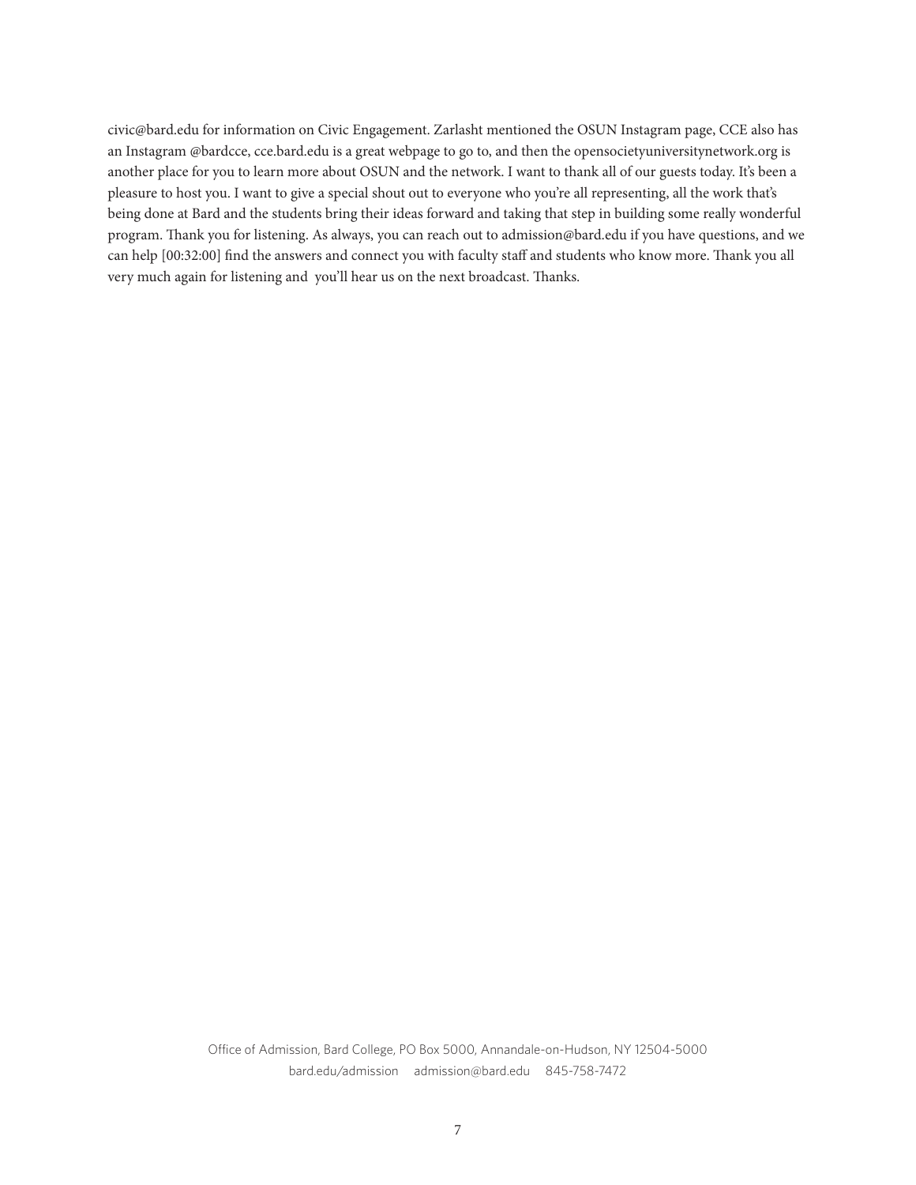civic@bard.edu for information on Civic Engagement. Zarlasht mentioned the OSUN Instagram page, CCE also has an Instagram @bardcce, cce.bard.edu is a great webpage to go to, and then the opensocietyuniversitynetwork.org is another place for you to learn more about OSUN and the network. I want to thank all of our guests today. It's been a pleasure to host you. I want to give a special shout out to everyone who you're all representing, all the work that's being done at Bard and the students bring their ideas forward and taking that step in building some really wonderful program. Thank you for listening. As always, you can reach out to admission@bard.edu if you have questions, and we can help [00:32:00] find the answers and connect you with faculty staff and students who know more. Thank you all very much again for listening and you'll hear us on the next broadcast. Thanks.